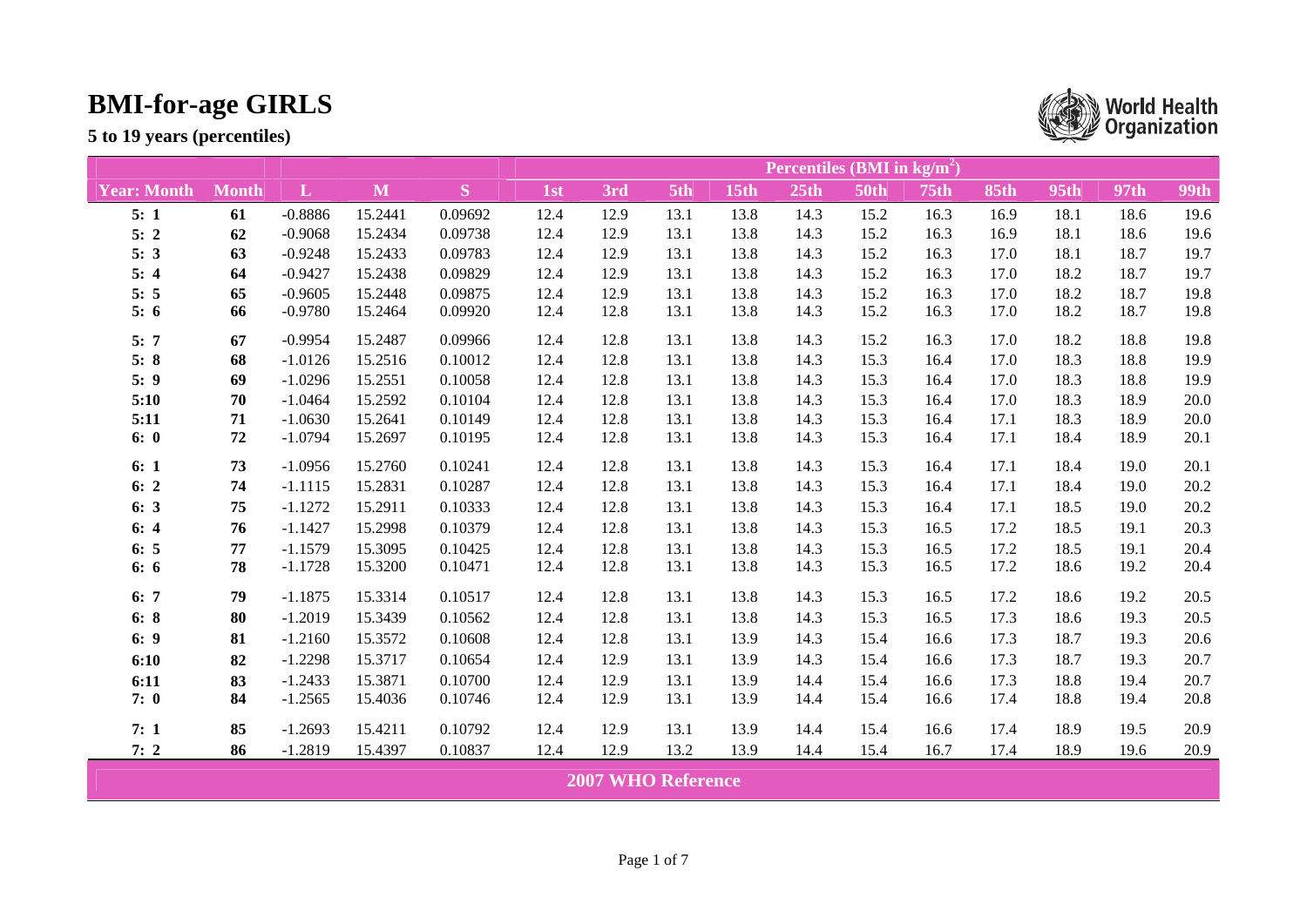# BMI-for-age GIRLS

**5 to 19 years (percentiles)**

| Year: Month | Month | L | M | S | Percentiles (BMI in kg/m²) | | | | | | | | | | |
|---|---|---|---|---|---|---|---|---|---|---|---|---|---|---|---|
| | | | | | 1st | 3rd | 5th | 15th | 25th | 50th | 75th | 85th | 95th | 97th | 99th |
| 5: 1 | 61 | -0.8886 | 15.2441 | 0.09692 | 12.4 | 12.9 | 13.1 | 13.8 | 14.3 | 15.2 | 16.3 | 16.9 | 18.1 | 18.6 | 19.6 |
| 5: 2 | 62 | -0.9068 | 15.2434 | 0.09738 | 12.4 | 12.9 | 13.1 | 13.8 | 14.3 | 15.2 | 16.3 | 16.9 | 18.1 | 18.6 | 19.6 |
| 5: 3 | 63 | -0.9248 | 15.2433 | 0.09783 | 12.4 | 12.9 | 13.1 | 13.8 | 14.3 | 15.2 | 16.3 | 17.0 | 18.1 | 18.7 | 19.7 |
| 5: 4 | 64 | -0.9427 | 15.2438 | 0.09829 | 12.4 | 12.9 | 13.1 | 13.8 | 14.3 | 15.2 | 16.3 | 17.0 | 18.2 | 18.7 | 19.7 |
| 5: 5 | 65 | -0.9605 | 15.2448 | 0.09875 | 12.4 | 12.9 | 13.1 | 13.8 | 14.3 | 15.2 | 16.3 | 17.0 | 18.2 | 18.7 | 19.8 |
| 5: 6 | 66 | -0.9780 | 15.2464 | 0.09920 | 12.4 | 12.8 | 13.1 | 13.8 | 14.3 | 15.2 | 16.3 | 17.0 | 18.2 | 18.7 | 19.8 |
| 5: 7 | 67 | -0.9954 | 15.2487 | 0.09966 | 12.4 | 12.8 | 13.1 | 13.8 | 14.3 | 15.2 | 16.3 | 17.0 | 18.2 | 18.8 | 19.8 |
| 5: 8 | 68 | -1.0126 | 15.2516 | 0.10012 | 12.4 | 12.8 | 13.1 | 13.8 | 14.3 | 15.3 | 16.4 | 17.0 | 18.3 | 18.8 | 19.9 |
| 5: 9 | 69 | -1.0296 | 15.2551 | 0.10058 | 12.4 | 12.8 | 13.1 | 13.8 | 14.3 | 15.3 | 16.4 | 17.0 | 18.3 | 18.8 | 19.9 |
| 5:10 | 70 | -1.0464 | 15.2592 | 0.10104 | 12.4 | 12.8 | 13.1 | 13.8 | 14.3 | 15.3 | 16.4 | 17.0 | 18.3 | 18.9 | 20.0 |
| 5:11 | 71 | -1.0630 | 15.2641 | 0.10149 | 12.4 | 12.8 | 13.1 | 13.8 | 14.3 | 15.3 | 16.4 | 17.1 | 18.3 | 18.9 | 20.0 |
| 6: 0 | 72 | -1.0794 | 15.2697 | 0.10195 | 12.4 | 12.8 | 13.1 | 13.8 | 14.3 | 15.3 | 16.4 | 17.1 | 18.4 | 18.9 | 20.1 |
| 6: 1 | 73 | -1.0956 | 15.2760 | 0.10241 | 12.4 | 12.8 | 13.1 | 13.8 | 14.3 | 15.3 | 16.4 | 17.1 | 18.4 | 19.0 | 20.1 |
| 6: 2 | 74 | -1.1115 | 15.2831 | 0.10287 | 12.4 | 12.8 | 13.1 | 13.8 | 14.3 | 15.3 | 16.4 | 17.1 | 18.4 | 19.0 | 20.2 |
| 6: 3 | 75 | -1.1272 | 15.2911 | 0.10333 | 12.4 | 12.8 | 13.1 | 13.8 | 14.3 | 15.3 | 16.4 | 17.1 | 18.5 | 19.0 | 20.2 |
| 6: 4 | 76 | -1.1427 | 15.2998 | 0.10379 | 12.4 | 12.8 | 13.1 | 13.8 | 14.3 | 15.3 | 16.5 | 17.2 | 18.5 | 19.1 | 20.3 |
| 6: 5 | 77 | -1.1579 | 15.3095 | 0.10425 | 12.4 | 12.8 | 13.1 | 13.8 | 14.3 | 15.3 | 16.5 | 17.2 | 18.5 | 19.1 | 20.4 |
| 6: 6 | 78 | -1.1728 | 15.3200 | 0.10471 | 12.4 | 12.8 | 13.1 | 13.8 | 14.3 | 15.3 | 16.5 | 17.2 | 18.6 | 19.2 | 20.4 |
| 6: 7 | 79 | -1.1875 | 15.3314 | 0.10517 | 12.4 | 12.8 | 13.1 | 13.8 | 14.3 | 15.3 | 16.5 | 17.2 | 18.6 | 19.2 | 20.5 |
| 6: 8 | 80 | -1.2019 | 15.3439 | 0.10562 | 12.4 | 12.8 | 13.1 | 13.8 | 14.3 | 15.3 | 16.5 | 17.3 | 18.6 | 19.3 | 20.5 |
| 6: 9 | 81 | -1.2160 | 15.3572 | 0.10608 | 12.4 | 12.8 | 13.1 | 13.9 | 14.3 | 15.4 | 16.6 | 17.3 | 18.7 | 19.3 | 20.6 |
| 6:10 | 82 | -1.2298 | 15.3717 | 0.10654 | 12.4 | 12.9 | 13.1 | 13.9 | 14.3 | 15.4 | 16.6 | 17.3 | 18.7 | 19.3 | 20.7 |
| 6:11 | 83 | -1.2433 | 15.3871 | 0.10700 | 12.4 | 12.9 | 13.1 | 13.9 | 14.4 | 15.4 | 16.6 | 17.3 | 18.8 | 19.4 | 20.7 |
| 7: 0 | 84 | -1.2565 | 15.4036 | 0.10746 | 12.4 | 12.9 | 13.1 | 13.9 | 14.4 | 15.4 | 16.6 | 17.4 | 18.8 | 19.4 | 20.8 |
| 7: 1 | 85 | -1.2693 | 15.4211 | 0.10792 | 12.4 | 12.9 | 13.1 | 13.9 | 14.4 | 15.4 | 16.6 | 17.4 | 18.9 | 19.5 | 20.9 |
| 7: 2 | 86 | -1.2819 | 15.4397 | 0.10837 | 12.4 | 12.9 | 13.2 | 13.9 | 14.4 | 15.4 | 16.7 | 17.4 | 18.9 | 19.6 | 20.9 |

**2007 WHO Reference**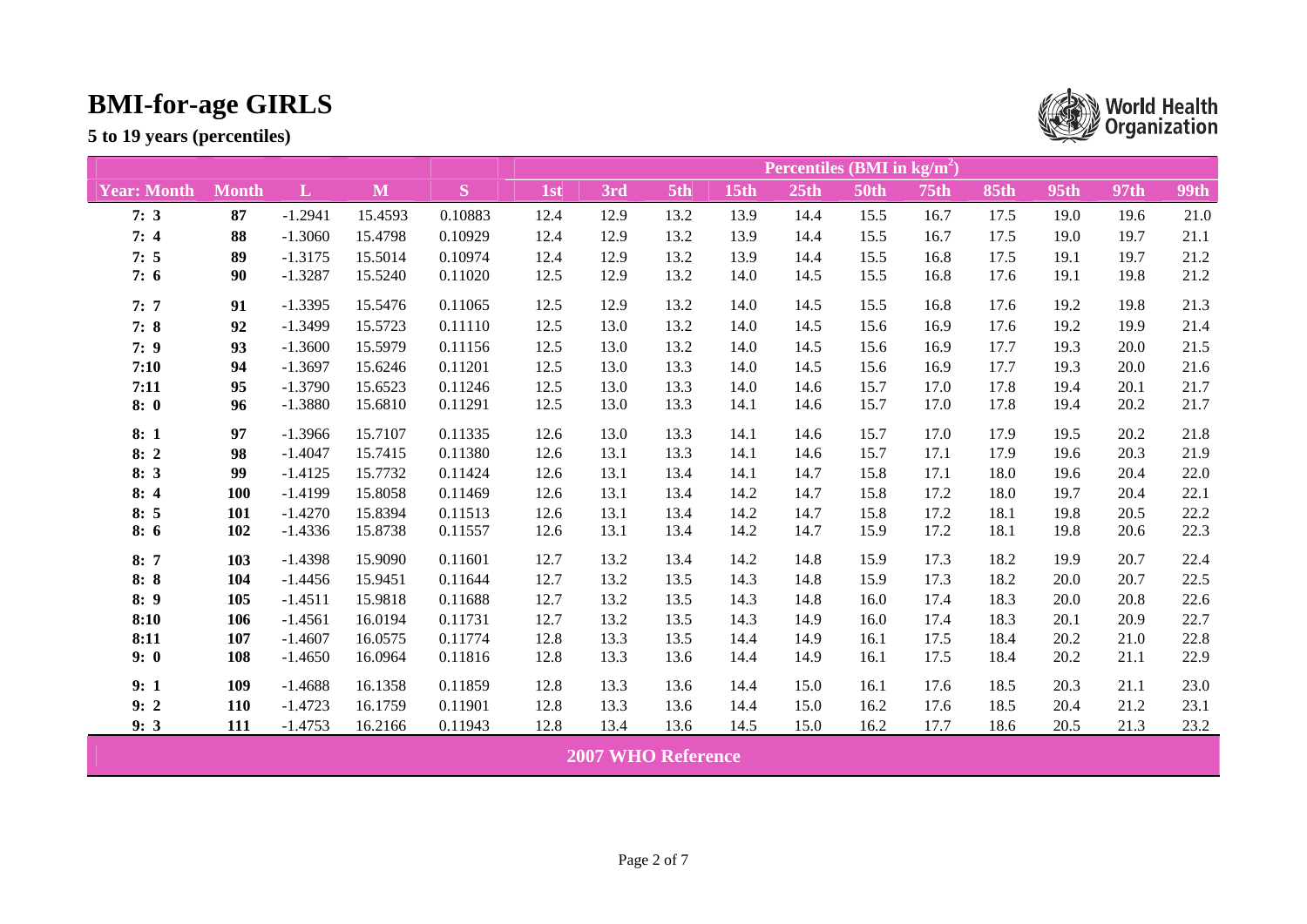# BMI-for-age GIRLS

**5 to 19 years (percentiles)**

| Year: Month | Month | L | M | S | Percentiles (BMI in kg/m²) 1st | 3rd | 5th | 15th | 25th | 50th | 75th | 85th | 95th | 97th | 99th |
|---|---|---|---|---|---|---|---|---|---|---|---|---|---|---|---|
| 7: 3 | 87 | -1.2941 | 15.4593 | 0.10883 | 12.4 | 12.9 | 13.2 | 13.9 | 14.4 | 15.5 | 16.7 | 17.5 | 19.0 | 19.6 | 21.0 |
| 7: 4 | 88 | -1.3060 | 15.4798 | 0.10929 | 12.4 | 12.9 | 13.2 | 13.9 | 14.4 | 15.5 | 16.7 | 17.5 | 19.0 | 19.7 | 21.1 |
| 7: 5 | 89 | -1.3175 | 15.5014 | 0.10974 | 12.4 | 12.9 | 13.2 | 13.9 | 14.4 | 15.5 | 16.8 | 17.5 | 19.1 | 19.7 | 21.2 |
| 7: 6 | 90 | -1.3287 | 15.5240 | 0.11020 | 12.5 | 12.9 | 13.2 | 14.0 | 14.5 | 15.5 | 16.8 | 17.6 | 19.1 | 19.8 | 21.2 |
| 7: 7 | 91 | -1.3395 | 15.5476 | 0.11065 | 12.5 | 12.9 | 13.2 | 14.0 | 14.5 | 15.5 | 16.8 | 17.6 | 19.2 | 19.8 | 21.3 |
| 7: 8 | 92 | -1.3499 | 15.5723 | 0.11110 | 12.5 | 13.0 | 13.2 | 14.0 | 14.5 | 15.6 | 16.9 | 17.6 | 19.2 | 19.9 | 21.4 |
| 7: 9 | 93 | -1.3600 | 15.5979 | 0.11156 | 12.5 | 13.0 | 13.2 | 14.0 | 14.5 | 15.6 | 16.9 | 17.7 | 19.3 | 20.0 | 21.5 |
| 7:10 | 94 | -1.3697 | 15.6246 | 0.11201 | 12.5 | 13.0 | 13.3 | 14.0 | 14.5 | 15.6 | 16.9 | 17.7 | 19.3 | 20.0 | 21.6 |
| 7:11 | 95 | -1.3790 | 15.6523 | 0.11246 | 12.5 | 13.0 | 13.3 | 14.0 | 14.6 | 15.7 | 17.0 | 17.8 | 19.4 | 20.1 | 21.7 |
| 8: 0 | 96 | -1.3880 | 15.6810 | 0.11291 | 12.5 | 13.0 | 13.3 | 14.1 | 14.6 | 15.7 | 17.0 | 17.8 | 19.4 | 20.2 | 21.7 |
| 8: 1 | 97 | -1.3966 | 15.7107 | 0.11335 | 12.6 | 13.0 | 13.3 | 14.1 | 14.6 | 15.7 | 17.0 | 17.9 | 19.5 | 20.2 | 21.8 |
| 8: 2 | 98 | -1.4047 | 15.7415 | 0.11380 | 12.6 | 13.1 | 13.3 | 14.1 | 14.6 | 15.7 | 17.1 | 17.9 | 19.6 | 20.3 | 21.9 |
| 8: 3 | 99 | -1.4125 | 15.7732 | 0.11424 | 12.6 | 13.1 | 13.4 | 14.1 | 14.7 | 15.8 | 17.1 | 18.0 | 19.6 | 20.4 | 22.0 |
| 8: 4 | 100 | -1.4199 | 15.8058 | 0.11469 | 12.6 | 13.1 | 13.4 | 14.2 | 14.7 | 15.8 | 17.2 | 18.0 | 19.7 | 20.4 | 22.1 |
| 8: 5 | 101 | -1.4270 | 15.8394 | 0.11513 | 12.6 | 13.1 | 13.4 | 14.2 | 14.7 | 15.8 | 17.2 | 18.1 | 19.8 | 20.5 | 22.2 |
| 8: 6 | 102 | -1.4336 | 15.8738 | 0.11557 | 12.6 | 13.1 | 13.4 | 14.2 | 14.7 | 15.9 | 17.2 | 18.1 | 19.8 | 20.6 | 22.3 |
| 8: 7 | 103 | -1.4398 | 15.9090 | 0.11601 | 12.7 | 13.2 | 13.4 | 14.2 | 14.8 | 15.9 | 17.3 | 18.2 | 19.9 | 20.7 | 22.4 |
| 8: 8 | 104 | -1.4456 | 15.9451 | 0.11644 | 12.7 | 13.2 | 13.5 | 14.3 | 14.8 | 15.9 | 17.3 | 18.2 | 20.0 | 20.7 | 22.5 |
| 8: 9 | 105 | -1.4511 | 15.9818 | 0.11688 | 12.7 | 13.2 | 13.5 | 14.3 | 14.8 | 16.0 | 17.4 | 18.3 | 20.0 | 20.8 | 22.6 |
| 8:10 | 106 | -1.4561 | 16.0194 | 0.11731 | 12.7 | 13.2 | 13.5 | 14.3 | 14.9 | 16.0 | 17.4 | 18.3 | 20.1 | 20.9 | 22.7 |
| 8:11 | 107 | -1.4607 | 16.0575 | 0.11774 | 12.8 | 13.3 | 13.5 | 14.4 | 14.9 | 16.1 | 17.5 | 18.4 | 20.2 | 21.0 | 22.8 |
| 9: 0 | 108 | -1.4650 | 16.0964 | 0.11816 | 12.8 | 13.3 | 13.6 | 14.4 | 14.9 | 16.1 | 17.5 | 18.4 | 20.2 | 21.1 | 22.9 |
| 9: 1 | 109 | -1.4688 | 16.1358 | 0.11859 | 12.8 | 13.3 | 13.6 | 14.4 | 15.0 | 16.1 | 17.6 | 18.5 | 20.3 | 21.1 | 23.0 |
| 9: 2 | 110 | -1.4723 | 16.1759 | 0.11901 | 12.8 | 13.3 | 13.6 | 14.4 | 15.0 | 16.2 | 17.6 | 18.5 | 20.4 | 21.2 | 23.1 |
| 9: 3 | 111 | -1.4753 | 16.2166 | 0.11943 | 12.8 | 13.4 | 13.6 | 14.5 | 15.0 | 16.2 | 17.7 | 18.6 | 20.5 | 21.3 | 23.2 |

**2007 WHO Reference**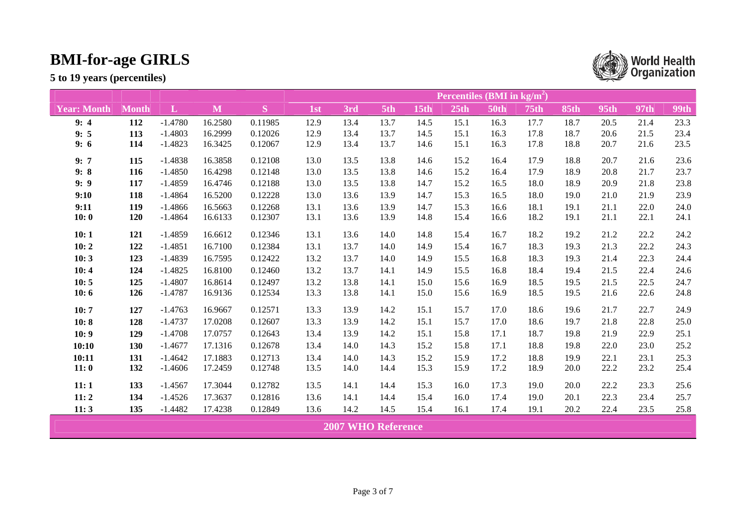# BMI-for-age GIRLS

**5 to 19 years (percentiles)**

| | | | | | Percentiles (BMI in kg/m²) | | | | | | | | | | |
|---|---|---|---|---|---|---|---|---|---|---|---|---|---|---|---|
| **Year: Month** | **Month** | **L** | **M** | **S** | **1st** | **3rd** | **5th** | **15th** | **25th** | **50th** | **75th** | **85th** | **95th** | **97th** | **99th** |
| **9: 4** | **112** | -1.4780 | 16.2580 | 0.11985 | 12.9 | 13.4 | 13.7 | 14.5 | 15.1 | 16.3 | 17.7 | 18.7 | 20.5 | 21.4 | 23.3 |
| **9: 5** | **113** | -1.4803 | 16.2999 | 0.12026 | 12.9 | 13.4 | 13.7 | 14.5 | 15.1 | 16.3 | 17.8 | 18.7 | 20.6 | 21.5 | 23.4 |
| **9: 6** | **114** | -1.4823 | 16.3425 | 0.12067 | 12.9 | 13.4 | 13.7 | 14.6 | 15.1 | 16.3 | 17.8 | 18.8 | 20.7 | 21.6 | 23.5 |
| **9: 7** | **115** | -1.4838 | 16.3858 | 0.12108 | 13.0 | 13.5 | 13.8 | 14.6 | 15.2 | 16.4 | 17.9 | 18.8 | 20.7 | 21.6 | 23.6 |
| **9: 8** | **116** | -1.4850 | 16.4298 | 0.12148 | 13.0 | 13.5 | 13.8 | 14.6 | 15.2 | 16.4 | 17.9 | 18.9 | 20.8 | 21.7 | 23.7 |
| **9: 9** | **117** | -1.4859 | 16.4746 | 0.12188 | 13.0 | 13.5 | 13.8 | 14.7 | 15.2 | 16.5 | 18.0 | 18.9 | 20.9 | 21.8 | 23.8 |
| **9:10** | **118** | -1.4864 | 16.5200 | 0.12228 | 13.0 | 13.6 | 13.9 | 14.7 | 15.3 | 16.5 | 18.0 | 19.0 | 21.0 | 21.9 | 23.9 |
| **9:11** | **119** | -1.4866 | 16.5663 | 0.12268 | 13.1 | 13.6 | 13.9 | 14.7 | 15.3 | 16.6 | 18.1 | 19.1 | 21.1 | 22.0 | 24.0 |
| **10: 0** | **120** | -1.4864 | 16.6133 | 0.12307 | 13.1 | 13.6 | 13.9 | 14.8 | 15.4 | 16.6 | 18.2 | 19.1 | 21.1 | 22.1 | 24.1 |
| **10: 1** | **121** | -1.4859 | 16.6612 | 0.12346 | 13.1 | 13.6 | 14.0 | 14.8 | 15.4 | 16.7 | 18.2 | 19.2 | 21.2 | 22.2 | 24.2 |
| **10: 2** | **122** | -1.4851 | 16.7100 | 0.12384 | 13.1 | 13.7 | 14.0 | 14.9 | 15.4 | 16.7 | 18.3 | 19.3 | 21.3 | 22.2 | 24.3 |
| **10: 3** | **123** | -1.4839 | 16.7595 | 0.12422 | 13.2 | 13.7 | 14.0 | 14.9 | 15.5 | 16.8 | 18.3 | 19.3 | 21.4 | 22.3 | 24.4 |
| **10: 4** | **124** | -1.4825 | 16.8100 | 0.12460 | 13.2 | 13.7 | 14.1 | 14.9 | 15.5 | 16.8 | 18.4 | 19.4 | 21.5 | 22.4 | 24.6 |
| **10: 5** | **125** | -1.4807 | 16.8614 | 0.12497 | 13.2 | 13.8 | 14.1 | 15.0 | 15.6 | 16.9 | 18.5 | 19.5 | 21.5 | 22.5 | 24.7 |
| **10: 6** | **126** | -1.4787 | 16.9136 | 0.12534 | 13.3 | 13.8 | 14.1 | 15.0 | 15.6 | 16.9 | 18.5 | 19.5 | 21.6 | 22.6 | 24.8 |
| **10: 7** | **127** | -1.4763 | 16.9667 | 0.12571 | 13.3 | 13.9 | 14.2 | 15.1 | 15.7 | 17.0 | 18.6 | 19.6 | 21.7 | 22.7 | 24.9 |
| **10: 8** | **128** | -1.4737 | 17.0208 | 0.12607 | 13.3 | 13.9 | 14.2 | 15.1 | 15.7 | 17.0 | 18.6 | 19.7 | 21.8 | 22.8 | 25.0 |
| **10: 9** | **129** | -1.4708 | 17.0757 | 0.12643 | 13.4 | 13.9 | 14.2 | 15.1 | 15.8 | 17.1 | 18.7 | 19.8 | 21.9 | 22.9 | 25.1 |
| **10:10** | **130** | -1.4677 | 17.1316 | 0.12678 | 13.4 | 14.0 | 14.3 | 15.2 | 15.8 | 17.1 | 18.8 | 19.8 | 22.0 | 23.0 | 25.2 |
| **10:11** | **131** | -1.4642 | 17.1883 | 0.12713 | 13.4 | 14.0 | 14.3 | 15.2 | 15.9 | 17.2 | 18.8 | 19.9 | 22.1 | 23.1 | 25.3 |
| **11: 0** | **132** | -1.4606 | 17.2459 | 0.12748 | 13.5 | 14.0 | 14.4 | 15.3 | 15.9 | 17.2 | 18.9 | 20.0 | 22.2 | 23.2 | 25.4 |
| **11: 1** | **133** | -1.4567 | 17.3044 | 0.12782 | 13.5 | 14.1 | 14.4 | 15.3 | 16.0 | 17.3 | 19.0 | 20.0 | 22.2 | 23.3 | 25.6 |
| **11: 2** | **134** | -1.4526 | 17.3637 | 0.12816 | 13.6 | 14.1 | 14.4 | 15.4 | 16.0 | 17.4 | 19.0 | 20.1 | 22.3 | 23.4 | 25.7 |
| **11: 3** | **135** | -1.4482 | 17.4238 | 0.12849 | 13.6 | 14.2 | 14.5 | 15.4 | 16.1 | 17.4 | 19.1 | 20.2 | 22.4 | 23.5 | 25.8 |

**2007 WHO Reference**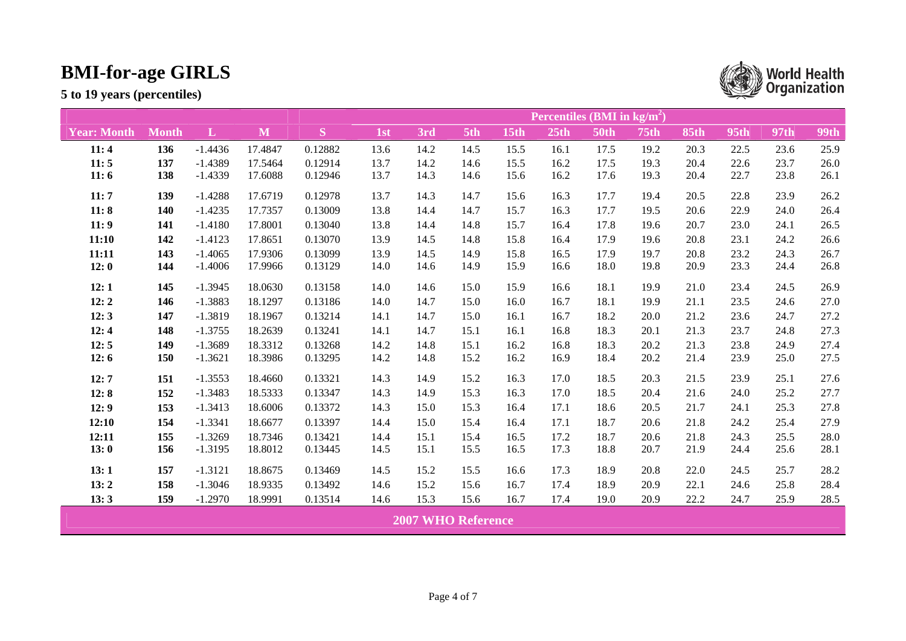# BMI-for-age GIRLS

**5 to 19 years (percentiles)**

| | | | | | Percentiles (BMI in kg/m$^2$) | | | | | | | | | | |
|---|---|---|---|---|---|---|---|---|---|---|---|---|---|---|---|
| **Year: Month** | **Month** | **L** | **M** | **S** | **1st** | **3rd** | **5th** | **15th** | **25th** | **50th** | **75th** | **85th** | **95th** | **97th** | **99th** |
| **11: 4** | **136** | -1.4436 | 17.4847 | 0.12882 | 13.6 | 14.2 | 14.5 | 15.5 | 16.1 | 17.5 | 19.2 | 20.3 | 22.5 | 23.6 | 25.9 |
| **11: 5** | **137** | -1.4389 | 17.5464 | 0.12914 | 13.7 | 14.2 | 14.6 | 15.5 | 16.2 | 17.5 | 19.3 | 20.4 | 22.6 | 23.7 | 26.0 |
| **11: 6** | **138** | -1.4339 | 17.6088 | 0.12946 | 13.7 | 14.3 | 14.6 | 15.6 | 16.2 | 17.6 | 19.3 | 20.4 | 22.7 | 23.8 | 26.1 |
| **11: 7** | **139** | -1.4288 | 17.6719 | 0.12978 | 13.7 | 14.3 | 14.7 | 15.6 | 16.3 | 17.7 | 19.4 | 20.5 | 22.8 | 23.9 | 26.2 |
| **11: 8** | **140** | -1.4235 | 17.7357 | 0.13009 | 13.8 | 14.4 | 14.7 | 15.7 | 16.3 | 17.7 | 19.5 | 20.6 | 22.9 | 24.0 | 26.4 |
| **11: 9** | **141** | -1.4180 | 17.8001 | 0.13040 | 13.8 | 14.4 | 14.8 | 15.7 | 16.4 | 17.8 | 19.6 | 20.7 | 23.0 | 24.1 | 26.5 |
| **11:10** | **142** | -1.4123 | 17.8651 | 0.13070 | 13.9 | 14.5 | 14.8 | 15.8 | 16.4 | 17.9 | 19.6 | 20.8 | 23.1 | 24.2 | 26.6 |
| **11:11** | **143** | -1.4065 | 17.9306 | 0.13099 | 13.9 | 14.5 | 14.9 | 15.8 | 16.5 | 17.9 | 19.7 | 20.8 | 23.2 | 24.3 | 26.7 |
| **12: 0** | **144** | -1.4006 | 17.9966 | 0.13129 | 14.0 | 14.6 | 14.9 | 15.9 | 16.6 | 18.0 | 19.8 | 20.9 | 23.3 | 24.4 | 26.8 |
| **12: 1** | **145** | -1.3945 | 18.0630 | 0.13158 | 14.0 | 14.6 | 15.0 | 15.9 | 16.6 | 18.1 | 19.9 | 21.0 | 23.4 | 24.5 | 26.9 |
| **12: 2** | **146** | -1.3883 | 18.1297 | 0.13186 | 14.0 | 14.7 | 15.0 | 16.0 | 16.7 | 18.1 | 19.9 | 21.1 | 23.5 | 24.6 | 27.0 |
| **12: 3** | **147** | -1.3819 | 18.1967 | 0.13214 | 14.1 | 14.7 | 15.0 | 16.1 | 16.7 | 18.2 | 20.0 | 21.2 | 23.6 | 24.7 | 27.2 |
| **12: 4** | **148** | -1.3755 | 18.2639 | 0.13241 | 14.1 | 14.7 | 15.1 | 16.1 | 16.8 | 18.3 | 20.1 | 21.3 | 23.7 | 24.8 | 27.3 |
| **12: 5** | **149** | -1.3689 | 18.3312 | 0.13268 | 14.2 | 14.8 | 15.1 | 16.2 | 16.8 | 18.3 | 20.2 | 21.3 | 23.8 | 24.9 | 27.4 |
| **12: 6** | **150** | -1.3621 | 18.3986 | 0.13295 | 14.2 | 14.8 | 15.2 | 16.2 | 16.9 | 18.4 | 20.2 | 21.4 | 23.9 | 25.0 | 27.5 |
| **12: 7** | **151** | -1.3553 | 18.4660 | 0.13321 | 14.3 | 14.9 | 15.2 | 16.3 | 17.0 | 18.5 | 20.3 | 21.5 | 23.9 | 25.1 | 27.6 |
| **12: 8** | **152** | -1.3483 | 18.5333 | 0.13347 | 14.3 | 14.9 | 15.3 | 16.3 | 17.0 | 18.5 | 20.4 | 21.6 | 24.0 | 25.2 | 27.7 |
| **12: 9** | **153** | -1.3413 | 18.6006 | 0.13372 | 14.3 | 15.0 | 15.3 | 16.4 | 17.1 | 18.6 | 20.5 | 21.7 | 24.1 | 25.3 | 27.8 |
| **12:10** | **154** | -1.3341 | 18.6677 | 0.13397 | 14.4 | 15.0 | 15.4 | 16.4 | 17.1 | 18.7 | 20.6 | 21.8 | 24.2 | 25.4 | 27.9 |
| **12:11** | **155** | -1.3269 | 18.7346 | 0.13421 | 14.4 | 15.1 | 15.4 | 16.5 | 17.2 | 18.7 | 20.6 | 21.8 | 24.3 | 25.5 | 28.0 |
| **13: 0** | **156** | -1.3195 | 18.8012 | 0.13445 | 14.5 | 15.1 | 15.5 | 16.5 | 17.3 | 18.8 | 20.7 | 21.9 | 24.4 | 25.6 | 28.1 |
| **13: 1** | **157** | -1.3121 | 18.8675 | 0.13469 | 14.5 | 15.2 | 15.5 | 16.6 | 17.3 | 18.9 | 20.8 | 22.0 | 24.5 | 25.7 | 28.2 |
| **13: 2** | **158** | -1.3046 | 18.9335 | 0.13492 | 14.6 | 15.2 | 15.6 | 16.7 | 17.4 | 18.9 | 20.9 | 22.1 | 24.6 | 25.8 | 28.4 |
| **13: 3** | **159** | -1.2970 | 18.9991 | 0.13514 | 14.6 | 15.3 | 15.6 | 16.7 | 17.4 | 19.0 | 20.9 | 22.2 | 24.7 | 25.9 | 28.5 |

**2007 WHO Reference**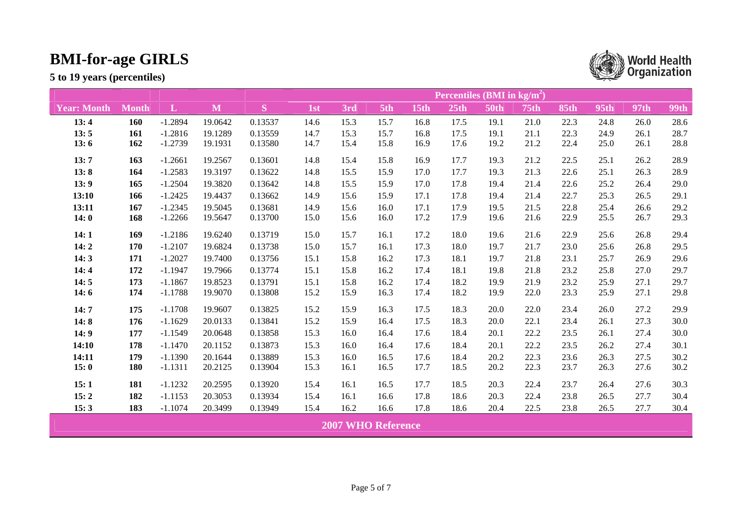# BMI-for-age GIRLS

**5 to 19 years (percentiles)**

World Health Organization

| | | | | | Percentiles (BMI in kg/m$^2$) | | | | | | | | | | |
|---|---|---|---|---|---|---|---|---|---|---|---|---|---|---|---|
| **Year: Month** | **Month** | **L** | **M** | **S** | **1st** | **3rd** | **5th** | **15th** | **25th** | **50th** | **75th** | **85th** | **95th** | **97th** | **99th** |
| **13: 4** | **160** | -1.2894 | 19.0642 | 0.13537 | 14.6 | 15.3 | 15.7 | 16.8 | 17.5 | 19.1 | 21.0 | 22.3 | 24.8 | 26.0 | 28.6 |
| **13: 5** | **161** | -1.2816 | 19.1289 | 0.13559 | 14.7 | 15.3 | 15.7 | 16.8 | 17.5 | 19.1 | 21.1 | 22.3 | 24.9 | 26.1 | 28.7 |
| **13: 6** | **162** | -1.2739 | 19.1931 | 0.13580 | 14.7 | 15.4 | 15.8 | 16.9 | 17.6 | 19.2 | 21.2 | 22.4 | 25.0 | 26.1 | 28.8 |
| **13: 7** | **163** | -1.2661 | 19.2567 | 0.13601 | 14.8 | 15.4 | 15.8 | 16.9 | 17.7 | 19.3 | 21.2 | 22.5 | 25.1 | 26.2 | 28.9 |
| **13: 8** | **164** | -1.2583 | 19.3197 | 0.13622 | 14.8 | 15.5 | 15.9 | 17.0 | 17.7 | 19.3 | 21.3 | 22.6 | 25.1 | 26.3 | 28.9 |
| **13: 9** | **165** | -1.2504 | 19.3820 | 0.13642 | 14.8 | 15.5 | 15.9 | 17.0 | 17.8 | 19.4 | 21.4 | 22.6 | 25.2 | 26.4 | 29.0 |
| **13:10** | **166** | -1.2425 | 19.4437 | 0.13662 | 14.9 | 15.6 | 15.9 | 17.1 | 17.8 | 19.4 | 21.4 | 22.7 | 25.3 | 26.5 | 29.1 |
| **13:11** | **167** | -1.2345 | 19.5045 | 0.13681 | 14.9 | 15.6 | 16.0 | 17.1 | 17.9 | 19.5 | 21.5 | 22.8 | 25.4 | 26.6 | 29.2 |
| **14: 0** | **168** | -1.2266 | 19.5647 | 0.13700 | 15.0 | 15.6 | 16.0 | 17.2 | 17.9 | 19.6 | 21.6 | 22.9 | 25.5 | 26.7 | 29.3 |
| **14: 1** | **169** | -1.2186 | 19.6240 | 0.13719 | 15.0 | 15.7 | 16.1 | 17.2 | 18.0 | 19.6 | 21.6 | 22.9 | 25.6 | 26.8 | 29.4 |
| **14: 2** | **170** | -1.2107 | 19.6824 | 0.13738 | 15.0 | 15.7 | 16.1 | 17.3 | 18.0 | 19.7 | 21.7 | 23.0 | 25.6 | 26.8 | 29.5 |
| **14: 3** | **171** | -1.2027 | 19.7400 | 0.13756 | 15.1 | 15.8 | 16.2 | 17.3 | 18.1 | 19.7 | 21.8 | 23.1 | 25.7 | 26.9 | 29.6 |
| **14: 4** | **172** | -1.1947 | 19.7966 | 0.13774 | 15.1 | 15.8 | 16.2 | 17.4 | 18.1 | 19.8 | 21.8 | 23.2 | 25.8 | 27.0 | 29.7 |
| **14: 5** | **173** | -1.1867 | 19.8523 | 0.13791 | 15.1 | 15.8 | 16.2 | 17.4 | 18.2 | 19.9 | 21.9 | 23.2 | 25.9 | 27.1 | 29.7 |
| **14: 6** | **174** | -1.1788 | 19.9070 | 0.13808 | 15.2 | 15.9 | 16.3 | 17.4 | 18.2 | 19.9 | 22.0 | 23.3 | 25.9 | 27.1 | 29.8 |
| **14: 7** | **175** | -1.1708 | 19.9607 | 0.13825 | 15.2 | 15.9 | 16.3 | 17.5 | 18.3 | 20.0 | 22.0 | 23.4 | 26.0 | 27.2 | 29.9 |
| **14: 8** | **176** | -1.1629 | 20.0133 | 0.13841 | 15.2 | 15.9 | 16.4 | 17.5 | 18.3 | 20.0 | 22.1 | 23.4 | 26.1 | 27.3 | 30.0 |
| **14: 9** | **177** | -1.1549 | 20.0648 | 0.13858 | 15.3 | 16.0 | 16.4 | 17.6 | 18.4 | 20.1 | 22.2 | 23.5 | 26.1 | 27.4 | 30.0 |
| **14:10** | **178** | -1.1470 | 20.1152 | 0.13873 | 15.3 | 16.0 | 16.4 | 17.6 | 18.4 | 20.1 | 22.2 | 23.5 | 26.2 | 27.4 | 30.1 |
| **14:11** | **179** | -1.1390 | 20.1644 | 0.13889 | 15.3 | 16.0 | 16.5 | 17.6 | 18.4 | 20.2 | 22.3 | 23.6 | 26.3 | 27.5 | 30.2 |
| **15: 0** | **180** | -1.1311 | 20.2125 | 0.13904 | 15.3 | 16.1 | 16.5 | 17.7 | 18.5 | 20.2 | 22.3 | 23.7 | 26.3 | 27.6 | 30.2 |
| **15: 1** | **181** | -1.1232 | 20.2595 | 0.13920 | 15.4 | 16.1 | 16.5 | 17.7 | 18.5 | 20.3 | 22.4 | 23.7 | 26.4 | 27.6 | 30.3 |
| **15: 2** | **182** | -1.1153 | 20.3053 | 0.13934 | 15.4 | 16.1 | 16.6 | 17.8 | 18.6 | 20.3 | 22.4 | 23.8 | 26.5 | 27.7 | 30.4 |
| **15: 3** | **183** | -1.1074 | 20.3499 | 0.13949 | 15.4 | 16.2 | 16.6 | 17.8 | 18.6 | 20.4 | 22.5 | 23.8 | 26.5 | 27.7 | 30.4 |

**2007 WHO Reference**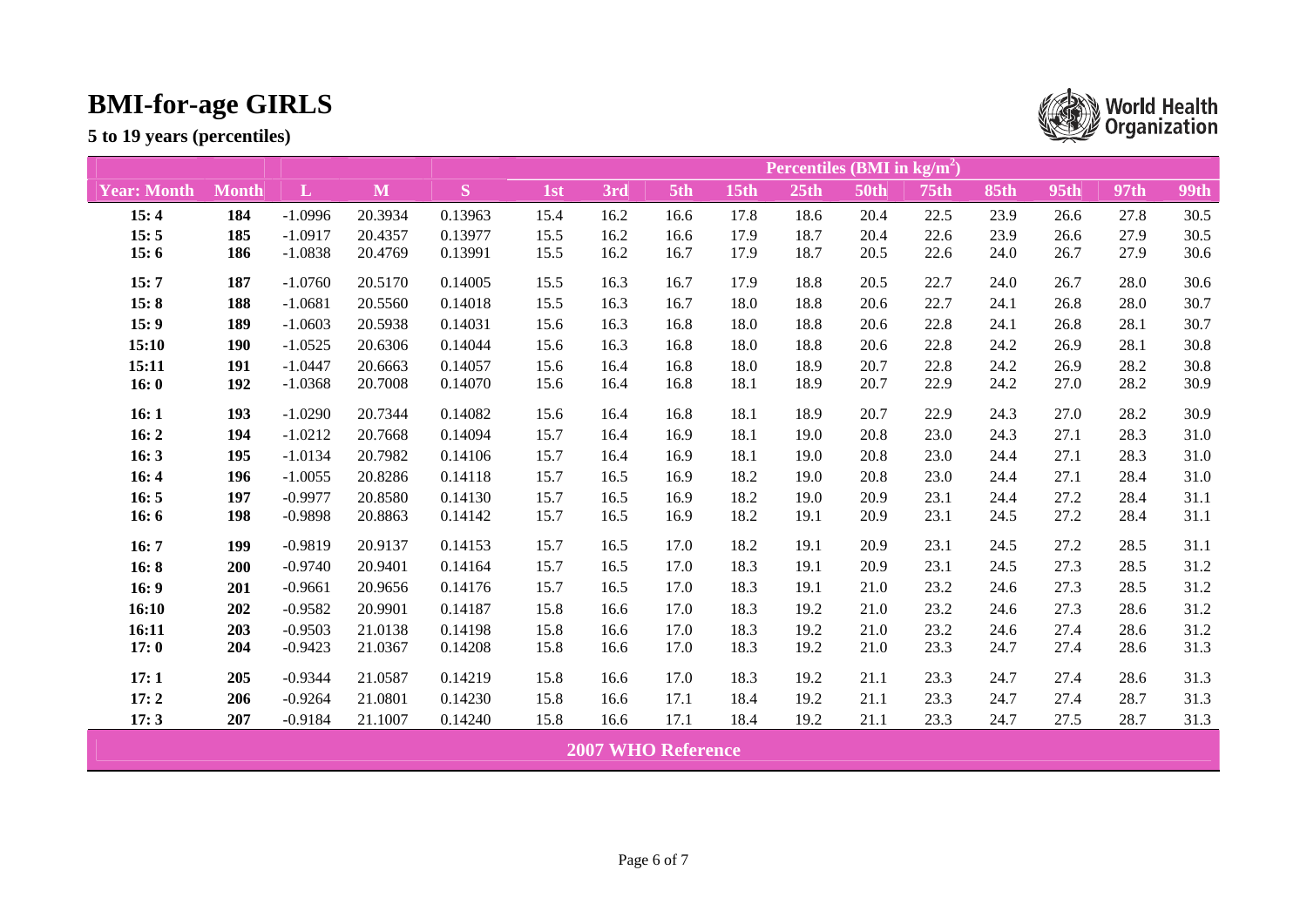# BMI-for-age GIRLS

**5 to 19 years (percentiles)**

| | | | | | Percentiles (BMI in kg/m$^2$) | | | | | | | | | | |
|---|---|---|---|---|---|---|---|---|---|---|---|---|---|---|---|
| **Year: Month** | **Month** | **L** | **M** | **S** | **1st** | **3rd** | **5th** | **15th** | **25th** | **50th** | **75th** | **85th** | **95th** | **97th** | **99th** |
| **15: 4** | **184** | -1.0996 | 20.3934 | 0.13963 | 15.4 | 16.2 | 16.6 | 17.8 | 18.6 | 20.4 | 22.5 | 23.9 | 26.6 | 27.8 | 30.5 |
| **15: 5** | **185** | -1.0917 | 20.4357 | 0.13977 | 15.5 | 16.2 | 16.6 | 17.9 | 18.7 | 20.4 | 22.6 | 23.9 | 26.6 | 27.9 | 30.5 |
| **15: 6** | **186** | -1.0838 | 20.4769 | 0.13991 | 15.5 | 16.2 | 16.7 | 17.9 | 18.7 | 20.5 | 22.6 | 24.0 | 26.7 | 27.9 | 30.6 |
| **15: 7** | **187** | -1.0760 | 20.5170 | 0.14005 | 15.5 | 16.3 | 16.7 | 17.9 | 18.8 | 20.5 | 22.7 | 24.0 | 26.7 | 28.0 | 30.6 |
| **15: 8** | **188** | -1.0681 | 20.5560 | 0.14018 | 15.5 | 16.3 | 16.7 | 18.0 | 18.8 | 20.6 | 22.7 | 24.1 | 26.8 | 28.0 | 30.7 |
| **15: 9** | **189** | -1.0603 | 20.5938 | 0.14031 | 15.6 | 16.3 | 16.8 | 18.0 | 18.8 | 20.6 | 22.8 | 24.1 | 26.8 | 28.1 | 30.7 |
| **15:10** | **190** | -1.0525 | 20.6306 | 0.14044 | 15.6 | 16.3 | 16.8 | 18.0 | 18.8 | 20.6 | 22.8 | 24.2 | 26.9 | 28.1 | 30.8 |
| **15:11** | **191** | -1.0447 | 20.6663 | 0.14057 | 15.6 | 16.4 | 16.8 | 18.0 | 18.9 | 20.7 | 22.8 | 24.2 | 26.9 | 28.2 | 30.8 |
| **16: 0** | **192** | -1.0368 | 20.7008 | 0.14070 | 15.6 | 16.4 | 16.8 | 18.1 | 18.9 | 20.7 | 22.9 | 24.2 | 27.0 | 28.2 | 30.9 |
| **16: 1** | **193** | -1.0290 | 20.7344 | 0.14082 | 15.6 | 16.4 | 16.8 | 18.1 | 18.9 | 20.7 | 22.9 | 24.3 | 27.0 | 28.2 | 30.9 |
| **16: 2** | **194** | -1.0212 | 20.7668 | 0.14094 | 15.7 | 16.4 | 16.9 | 18.1 | 19.0 | 20.8 | 23.0 | 24.3 | 27.1 | 28.3 | 31.0 |
| **16: 3** | **195** | -1.0134 | 20.7982 | 0.14106 | 15.7 | 16.4 | 16.9 | 18.1 | 19.0 | 20.8 | 23.0 | 24.4 | 27.1 | 28.3 | 31.0 |
| **16: 4** | **196** | -1.0055 | 20.8286 | 0.14118 | 15.7 | 16.5 | 16.9 | 18.2 | 19.0 | 20.8 | 23.0 | 24.4 | 27.1 | 28.4 | 31.0 |
| **16: 5** | **197** | -0.9977 | 20.8580 | 0.14130 | 15.7 | 16.5 | 16.9 | 18.2 | 19.0 | 20.9 | 23.1 | 24.4 | 27.2 | 28.4 | 31.1 |
| **16: 6** | **198** | -0.9898 | 20.8863 | 0.14142 | 15.7 | 16.5 | 16.9 | 18.2 | 19.1 | 20.9 | 23.1 | 24.5 | 27.2 | 28.4 | 31.1 |
| **16: 7** | **199** | -0.9819 | 20.9137 | 0.14153 | 15.7 | 16.5 | 17.0 | 18.2 | 19.1 | 20.9 | 23.1 | 24.5 | 27.2 | 28.5 | 31.1 |
| **16: 8** | **200** | -0.9740 | 20.9401 | 0.14164 | 15.7 | 16.5 | 17.0 | 18.3 | 19.1 | 20.9 | 23.1 | 24.5 | 27.3 | 28.5 | 31.2 |
| **16: 9** | **201** | -0.9661 | 20.9656 | 0.14176 | 15.7 | 16.5 | 17.0 | 18.3 | 19.1 | 21.0 | 23.2 | 24.6 | 27.3 | 28.5 | 31.2 |
| **16:10** | **202** | -0.9582 | 20.9901 | 0.14187 | 15.8 | 16.6 | 17.0 | 18.3 | 19.2 | 21.0 | 23.2 | 24.6 | 27.3 | 28.6 | 31.2 |
| **16:11** | **203** | -0.9503 | 21.0138 | 0.14198 | 15.8 | 16.6 | 17.0 | 18.3 | 19.2 | 21.0 | 23.2 | 24.6 | 27.4 | 28.6 | 31.2 |
| **17: 0** | **204** | -0.9423 | 21.0367 | 0.14208 | 15.8 | 16.6 | 17.0 | 18.3 | 19.2 | 21.0 | 23.3 | 24.7 | 27.4 | 28.6 | 31.3 |
| **17: 1** | **205** | -0.9344 | 21.0587 | 0.14219 | 15.8 | 16.6 | 17.0 | 18.3 | 19.2 | 21.1 | 23.3 | 24.7 | 27.4 | 28.6 | 31.3 |
| **17: 2** | **206** | -0.9264 | 21.0801 | 0.14230 | 15.8 | 16.6 | 17.1 | 18.4 | 19.2 | 21.1 | 23.3 | 24.7 | 27.4 | 28.7 | 31.3 |
| **17: 3** | **207** | -0.9184 | 21.1007 | 0.14240 | 15.8 | 16.6 | 17.1 | 18.4 | 19.2 | 21.1 | 23.3 | 24.7 | 27.5 | 28.7 | 31.3 |

**2007 WHO Reference**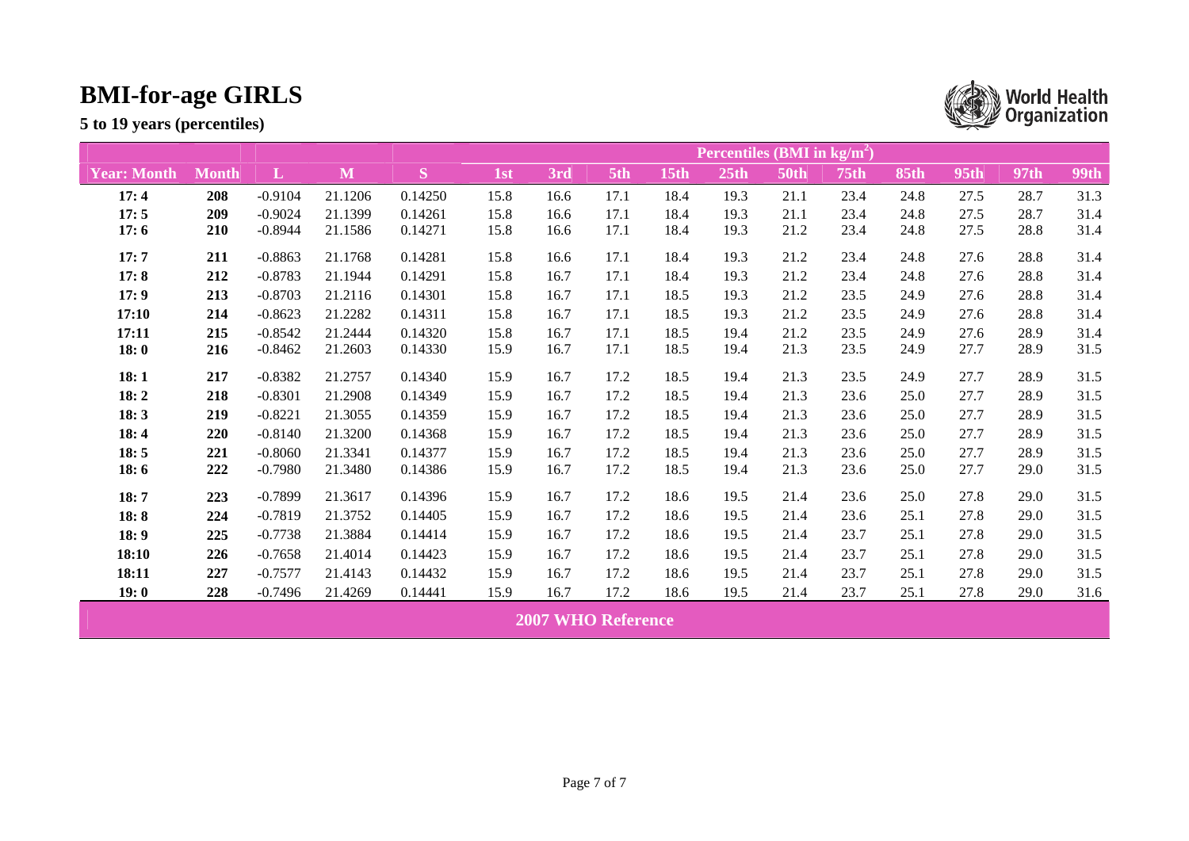# BMI-for-age GIRLS

**5 to 19 years (percentiles)**

World Health Organization

| | | | | | Percentiles (BMI in kg/m²) | | | | | | | | | | |
|---|---|---|---|---|---|---|---|---|---|---|---|---|---|---|---|
| **Year: Month** | **Month** | **L** | **M** | **S** | **1st** | **3rd** | **5th** | **15th** | **25th** | **50th** | **75th** | **85th** | **95th** | **97th** | **99th** |
| **17: 4** | **208** | -0.9104 | 21.1206 | 0.14250 | 15.8 | 16.6 | 17.1 | 18.4 | 19.3 | 21.1 | 23.4 | 24.8 | 27.5 | 28.7 | 31.3 |
| **17: 5** | **209** | -0.9024 | 21.1399 | 0.14261 | 15.8 | 16.6 | 17.1 | 18.4 | 19.3 | 21.1 | 23.4 | 24.8 | 27.5 | 28.7 | 31.4 |
| **17: 6** | **210** | -0.8944 | 21.1586 | 0.14271 | 15.8 | 16.6 | 17.1 | 18.4 | 19.3 | 21.2 | 23.4 | 24.8 | 27.5 | 28.8 | 31.4 |
| **17: 7** | **211** | -0.8863 | 21.1768 | 0.14281 | 15.8 | 16.6 | 17.1 | 18.4 | 19.3 | 21.2 | 23.4 | 24.8 | 27.6 | 28.8 | 31.4 |
| **17: 8** | **212** | -0.8783 | 21.1944 | 0.14291 | 15.8 | 16.7 | 17.1 | 18.4 | 19.3 | 21.2 | 23.4 | 24.8 | 27.6 | 28.8 | 31.4 |
| **17: 9** | **213** | -0.8703 | 21.2116 | 0.14301 | 15.8 | 16.7 | 17.1 | 18.5 | 19.3 | 21.2 | 23.5 | 24.9 | 27.6 | 28.8 | 31.4 |
| **17:10** | **214** | -0.8623 | 21.2282 | 0.14311 | 15.8 | 16.7 | 17.1 | 18.5 | 19.3 | 21.2 | 23.5 | 24.9 | 27.6 | 28.8 | 31.4 |
| **17:11** | **215** | -0.8542 | 21.2444 | 0.14320 | 15.8 | 16.7 | 17.1 | 18.5 | 19.4 | 21.2 | 23.5 | 24.9 | 27.6 | 28.9 | 31.4 |
| **18: 0** | **216** | -0.8462 | 21.2603 | 0.14330 | 15.9 | 16.7 | 17.1 | 18.5 | 19.4 | 21.3 | 23.5 | 24.9 | 27.7 | 28.9 | 31.5 |
| **18: 1** | **217** | -0.8382 | 21.2757 | 0.14340 | 15.9 | 16.7 | 17.2 | 18.5 | 19.4 | 21.3 | 23.5 | 24.9 | 27.7 | 28.9 | 31.5 |
| **18: 2** | **218** | -0.8301 | 21.2908 | 0.14349 | 15.9 | 16.7 | 17.2 | 18.5 | 19.4 | 21.3 | 23.6 | 25.0 | 27.7 | 28.9 | 31.5 |
| **18: 3** | **219** | -0.8221 | 21.3055 | 0.14359 | 15.9 | 16.7 | 17.2 | 18.5 | 19.4 | 21.3 | 23.6 | 25.0 | 27.7 | 28.9 | 31.5 |
| **18: 4** | **220** | -0.8140 | 21.3200 | 0.14368 | 15.9 | 16.7 | 17.2 | 18.5 | 19.4 | 21.3 | 23.6 | 25.0 | 27.7 | 28.9 | 31.5 |
| **18: 5** | **221** | -0.8060 | 21.3341 | 0.14377 | 15.9 | 16.7 | 17.2 | 18.5 | 19.4 | 21.3 | 23.6 | 25.0 | 27.7 | 28.9 | 31.5 |
| **18: 6** | **222** | -0.7980 | 21.3480 | 0.14386 | 15.9 | 16.7 | 17.2 | 18.5 | 19.4 | 21.3 | 23.6 | 25.0 | 27.7 | 29.0 | 31.5 |
| **18: 7** | **223** | -0.7899 | 21.3617 | 0.14396 | 15.9 | 16.7 | 17.2 | 18.6 | 19.5 | 21.4 | 23.6 | 25.0 | 27.8 | 29.0 | 31.5 |
| **18: 8** | **224** | -0.7819 | 21.3752 | 0.14405 | 15.9 | 16.7 | 17.2 | 18.6 | 19.5 | 21.4 | 23.6 | 25.1 | 27.8 | 29.0 | 31.5 |
| **18: 9** | **225** | -0.7738 | 21.3884 | 0.14414 | 15.9 | 16.7 | 17.2 | 18.6 | 19.5 | 21.4 | 23.7 | 25.1 | 27.8 | 29.0 | 31.5 |
| **18:10** | **226** | -0.7658 | 21.4014 | 0.14423 | 15.9 | 16.7 | 17.2 | 18.6 | 19.5 | 21.4 | 23.7 | 25.1 | 27.8 | 29.0 | 31.5 |
| **18:11** | **227** | -0.7577 | 21.4143 | 0.14432 | 15.9 | 16.7 | 17.2 | 18.6 | 19.5 | 21.4 | 23.7 | 25.1 | 27.8 | 29.0 | 31.5 |
| **19: 0** | **228** | -0.7496 | 21.4269 | 0.14441 | 15.9 | 16.7 | 17.2 | 18.6 | 19.5 | 21.4 | 23.7 | 25.1 | 27.8 | 29.0 | 31.6 |

**2007 WHO Reference**